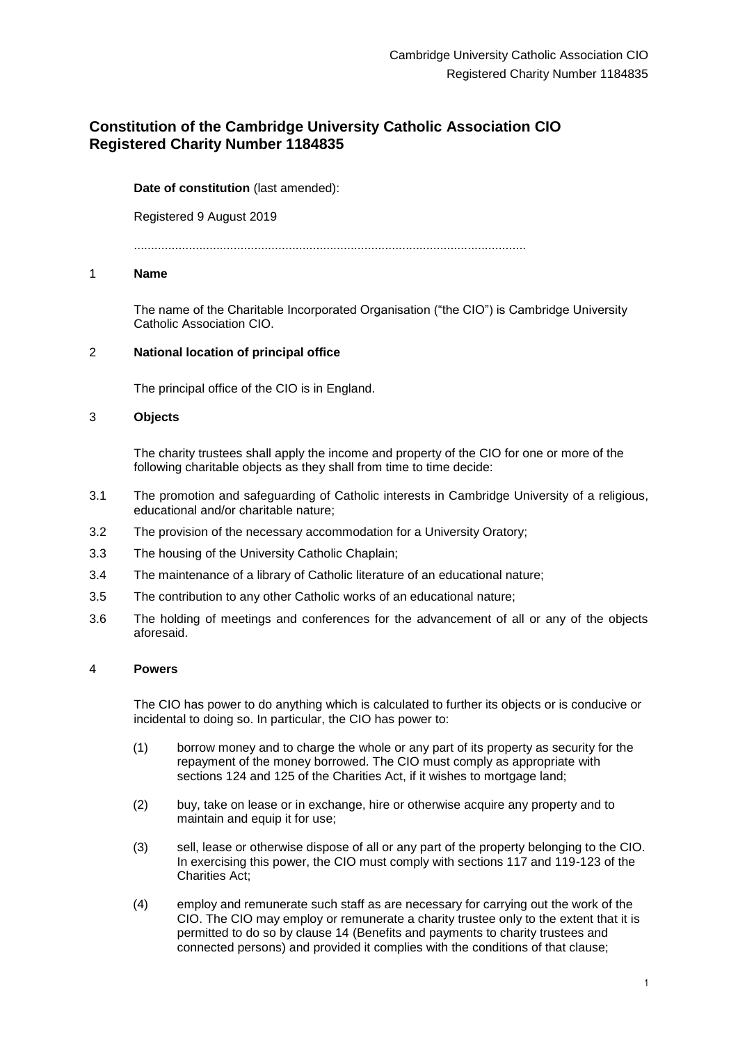# Constitution of the Cambridge University Catholic Association CIO Registered Charity Number 1184835

**Date of constitution** (last amended):

Registered 9 August 2019

................................................................................................................

## 1 Name

The name of the Charitable Incorporated Organisation ("the CIO") is Cambridge University Catholic Association CIO.

## 2 National location of principal office

The principal office of the CIO is in England.

## 3 Objects

The charity trustees shall apply the income and property of the CIO for one or more of the following charitable objects as they shall from time to time decide:

3.1 The promotion and safeguarding of Catholic interests in Cambridge University of a religious, educational and/or charitable nature;

3.2 The provision of the necessary accommodation for a University Oratory;

3.3 The housing of the University Catholic Chaplain;

3.4 The maintenance of a library of Catholic literature of an educational nature;

3.5 The contribution to any other Catholic works of an educational nature;

3.6 The holding of meetings and conferences for the advancement of all or any of the objects aforesaid.

## 4 Powers

The CIO has power to do anything which is calculated to further its objects or is conducive or incidental to doing so. In particular, the CIO has power to:

(1) borrow money and to charge the whole or any part of its property as security for the repayment of the money borrowed. The CIO must comply as appropriate with sections 124 and 125 of the Charities Act, if it wishes to mortgage land;

(2) buy, take on lease or in exchange, hire or otherwise acquire any property and to maintain and equip it for use;

(3) sell, lease or otherwise dispose of all or any part of the property belonging to the CIO. In exercising this power, the CIO must comply with sections 117 and 119-123 of the Charities Act;

(4) employ and remunerate such staff as are necessary for carrying out the work of the CIO. The CIO may employ or remunerate a charity trustee only to the extent that it is permitted to do so by clause 14 (Benefits and payments to charity trustees and connected persons) and provided it complies with the conditions of that clause;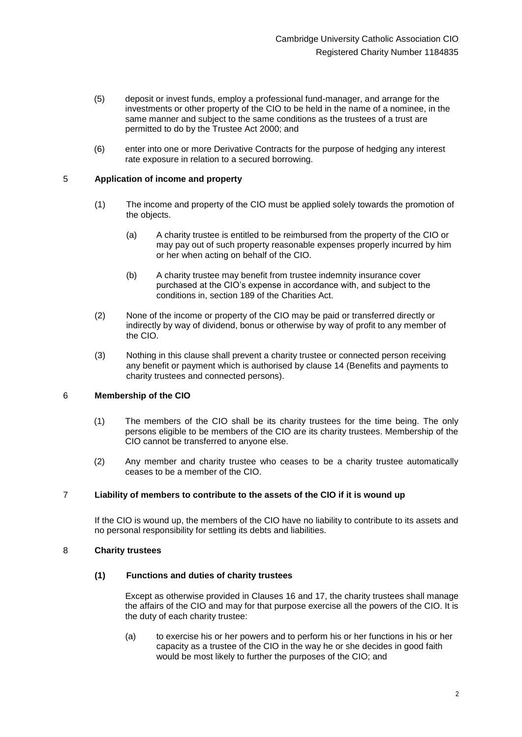(5) deposit or invest funds, employ a professional fund-manager, and arrange for the investments or other property of the CIO to be held in the name of a nominee, in the same manner and subject to the same conditions as the trustees of a trust are permitted to do by the Trustee Act 2000; and

(6) enter into one or more Derivative Contracts for the purpose of hedging any interest rate exposure in relation to a secured borrowing.

## 5 Application of income and property

(1) The income and property of the CIO must be applied solely towards the promotion of the objects.

(a) A charity trustee is entitled to be reimbursed from the property of the CIO or may pay out of such property reasonable expenses properly incurred by him or her when acting on behalf of the CIO.

(b) A charity trustee may benefit from trustee indemnity insurance cover purchased at the CIO's expense in accordance with, and subject to the conditions in, section 189 of the Charities Act.

(2) None of the income or property of the CIO may be paid or transferred directly or indirectly by way of dividend, bonus or otherwise by way of profit to any member of the CIO.

(3) Nothing in this clause shall prevent a charity trustee or connected person receiving any benefit or payment which is authorised by clause 14 (Benefits and payments to charity trustees and connected persons).

## 6 Membership of the CIO

(1) The members of the CIO shall be its charity trustees for the time being. The only persons eligible to be members of the CIO are its charity trustees. Membership of the CIO cannot be transferred to anyone else.

(2) Any member and charity trustee who ceases to be a charity trustee automatically ceases to be a member of the CIO.

## 7 Liability of members to contribute to the assets of the CIO if it is wound up

If the CIO is wound up, the members of the CIO have no liability to contribute to its assets and no personal responsibility for settling its debts and liabilities.

## 8 Charity trustees

### (1) Functions and duties of charity trustees

Except as otherwise provided in Clauses 16 and 17, the charity trustees shall manage the affairs of the CIO and may for that purpose exercise all the powers of the CIO. It is the duty of each charity trustee:

(a) to exercise his or her powers and to perform his or her functions in his or her capacity as a trustee of the CIO in the way he or she decides in good faith would be most likely to further the purposes of the CIO; and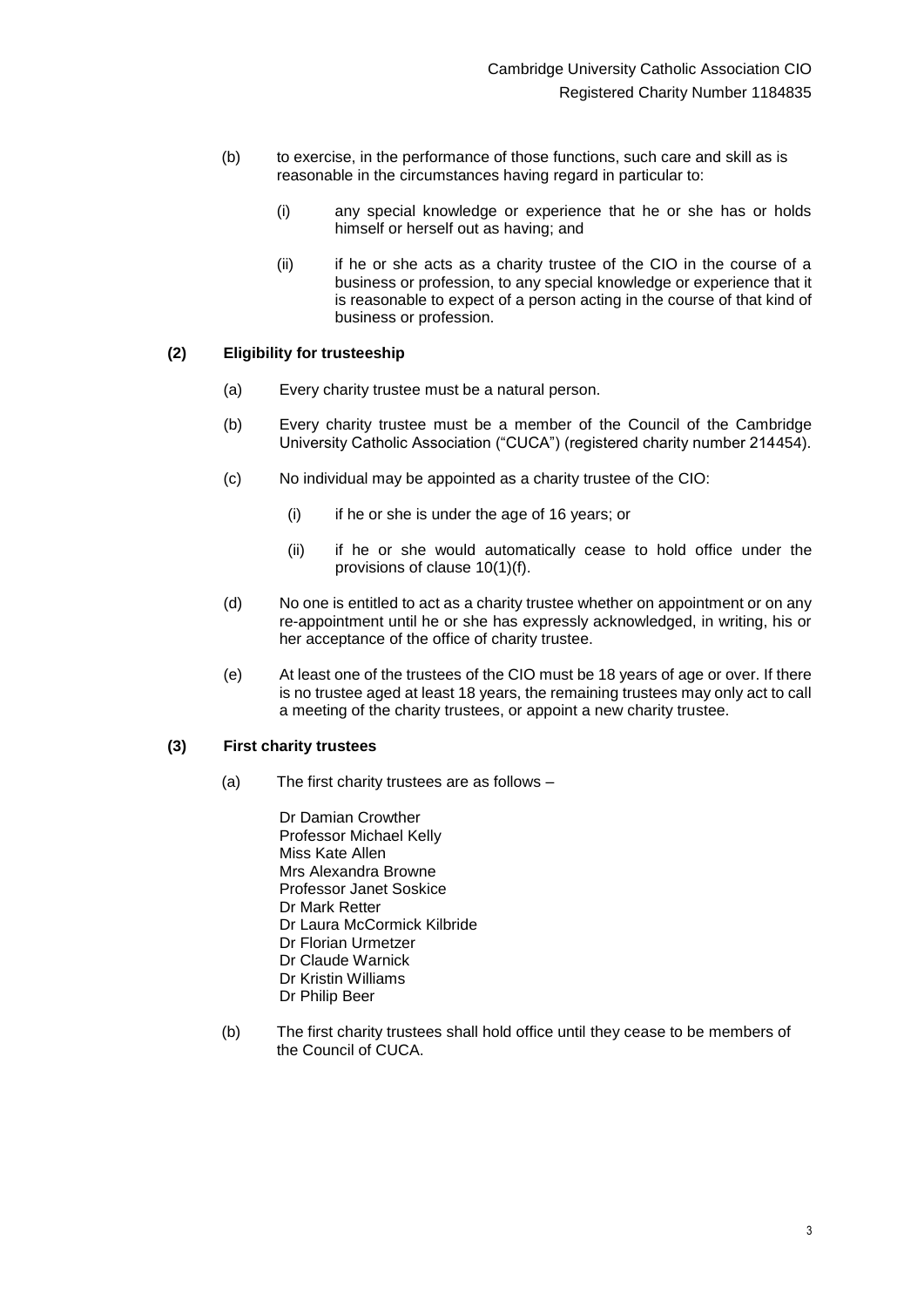(b) to exercise, in the performance of those functions, such care and skill as is reasonable in the circumstances having regard in particular to:

   (i) any special knowledge or experience that he or she has or holds himself or herself out as having; and

   (ii) if he or she acts as a charity trustee of the CIO in the course of a business or profession, to any special knowledge or experience that it is reasonable to expect of a person acting in the course of that kind of business or profession.

**(2) Eligibility for trusteeship**

(a) Every charity trustee must be a natural person.

(b) Every charity trustee must be a member of the Council of the Cambridge University Catholic Association ("CUCA") (registered charity number 214454).

(c) No individual may be appointed as a charity trustee of the CIO:

   (i) if he or she is under the age of 16 years; or

   (ii) if he or she would automatically cease to hold office under the provisions of clause 10(1)(f).

(d) No one is entitled to act as a charity trustee whether on appointment or on any re-appointment until he or she has expressly acknowledged, in writing, his or her acceptance of the office of charity trustee.

(e) At least one of the trustees of the CIO must be 18 years of age or over. If there is no trustee aged at least 18 years, the remaining trustees may only act to call a meeting of the charity trustees, or appoint a new charity trustee.

**(3) First charity trustees**

(a) The first charity trustees are as follows –

Dr Damian Crowther
Professor Michael Kelly
Miss Kate Allen
Mrs Alexandra Browne
Professor Janet Soskice
Dr Mark Retter
Dr Laura McCormick Kilbride
Dr Florian Urmetzer
Dr Claude Warnick
Dr Kristin Williams
Dr Philip Beer

(b) The first charity trustees shall hold office until they cease to be members of the Council of CUCA.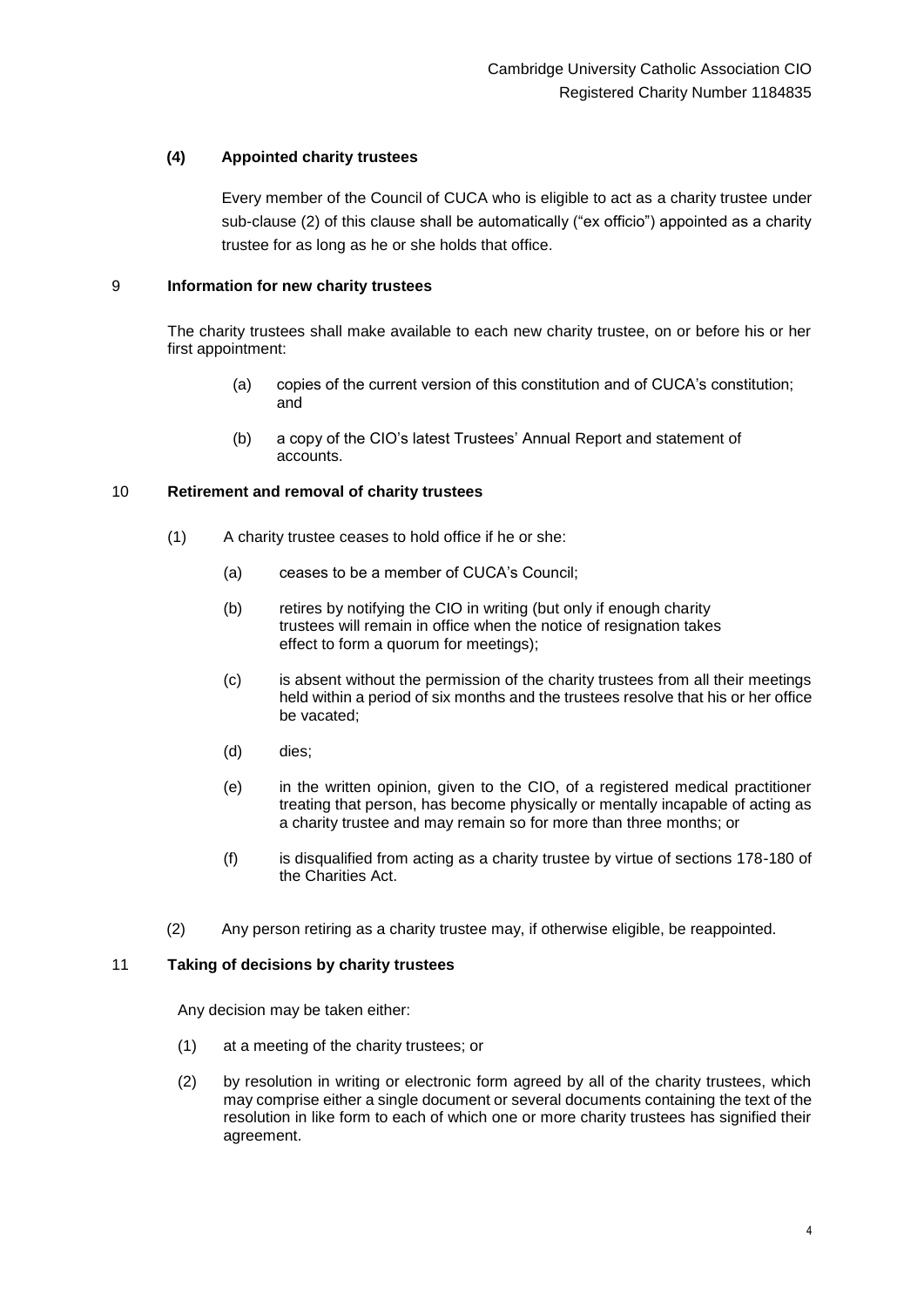**(4) Appointed charity trustees**

Every member of the Council of CUCA who is eligible to act as a charity trustee under sub-clause (2) of this clause shall be automatically ("ex officio") appointed as a charity trustee for as long as he or she holds that office.

## 9 Information for new charity trustees

The charity trustees shall make available to each new charity trustee, on or before his or her first appointment:

(a) copies of the current version of this constitution and of CUCA's constitution; and

(b) a copy of the CIO's latest Trustees' Annual Report and statement of accounts.

## 10 Retirement and removal of charity trustees

(1) A charity trustee ceases to hold office if he or she:

(a) ceases to be a member of CUCA's Council;

(b) retires by notifying the CIO in writing (but only if enough charity trustees will remain in office when the notice of resignation takes effect to form a quorum for meetings);

(c) is absent without the permission of the charity trustees from all their meetings held within a period of six months and the trustees resolve that his or her office be vacated;

(d) dies;

(e) in the written opinion, given to the CIO, of a registered medical practitioner treating that person, has become physically or mentally incapable of acting as a charity trustee and may remain so for more than three months; or

(f) is disqualified from acting as a charity trustee by virtue of sections 178-180 of the Charities Act.

(2) Any person retiring as a charity trustee may, if otherwise eligible, be reappointed.

## 11 Taking of decisions by charity trustees

Any decision may be taken either:

(1) at a meeting of the charity trustees; or

(2) by resolution in writing or electronic form agreed by all of the charity trustees, which may comprise either a single document or several documents containing the text of the resolution in like form to each of which one or more charity trustees has signified their agreement.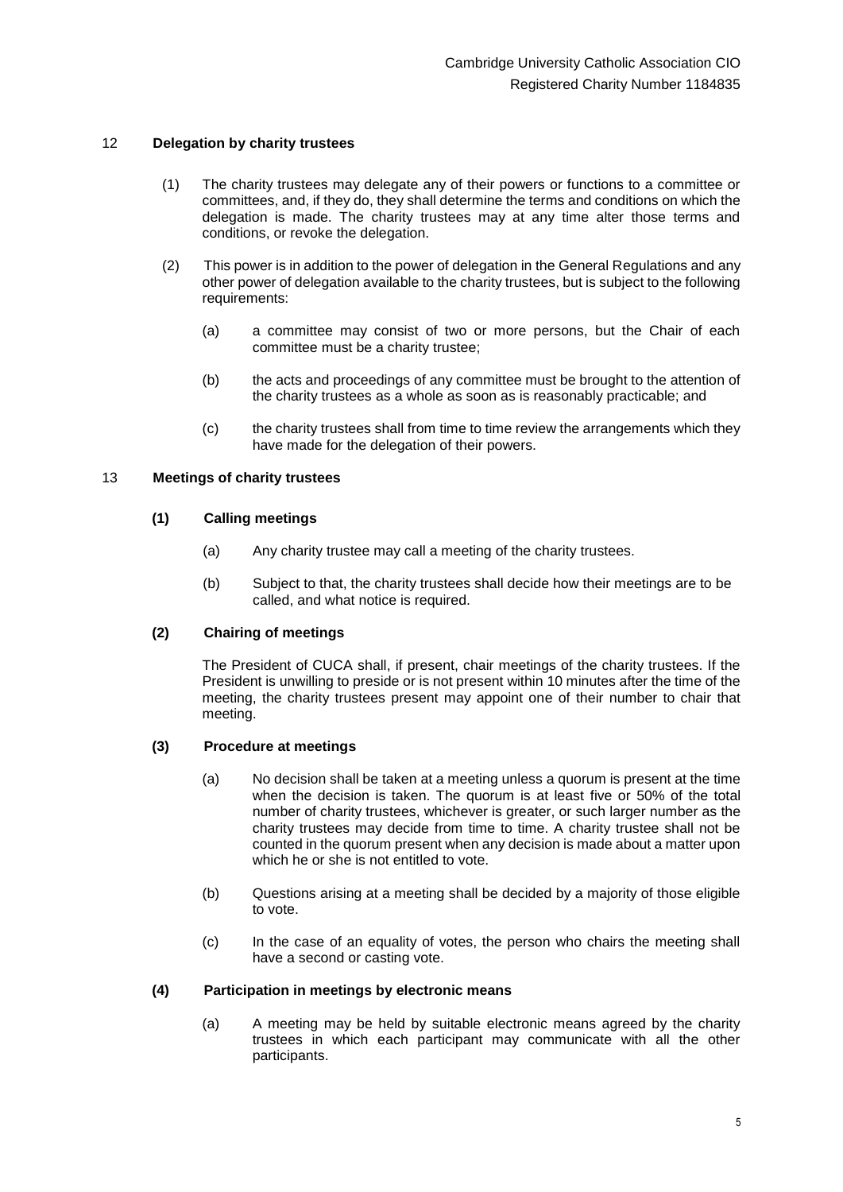## 12 Delegation by charity trustees

(1) The charity trustees may delegate any of their powers or functions to a committee or committees, and, if they do, they shall determine the terms and conditions on which the delegation is made. The charity trustees may at any time alter those terms and conditions, or revoke the delegation.

(2) This power is in addition to the power of delegation in the General Regulations and any other power of delegation available to the charity trustees, but is subject to the following requirements:

(a) a committee may consist of two or more persons, but the Chair of each committee must be a charity trustee;

(b) the acts and proceedings of any committee must be brought to the attention of the charity trustees as a whole as soon as is reasonably practicable; and

(c) the charity trustees shall from time to time review the arrangements which they have made for the delegation of their powers.

## 13 Meetings of charity trustees

### (1) Calling meetings

(a) Any charity trustee may call a meeting of the charity trustees.

(b) Subject to that, the charity trustees shall decide how their meetings are to be called, and what notice is required.

### (2) Chairing of meetings

The President of CUCA shall, if present, chair meetings of the charity trustees. If the President is unwilling to preside or is not present within 10 minutes after the time of the meeting, the charity trustees present may appoint one of their number to chair that meeting.

### (3) Procedure at meetings

(a) No decision shall be taken at a meeting unless a quorum is present at the time when the decision is taken. The quorum is at least five or 50% of the total number of charity trustees, whichever is greater, or such larger number as the charity trustees may decide from time to time. A charity trustee shall not be counted in the quorum present when any decision is made about a matter upon which he or she is not entitled to vote.

(b) Questions arising at a meeting shall be decided by a majority of those eligible to vote.

(c) In the case of an equality of votes, the person who chairs the meeting shall have a second or casting vote.

### (4) Participation in meetings by electronic means

(a) A meeting may be held by suitable electronic means agreed by the charity trustees in which each participant may communicate with all the other participants.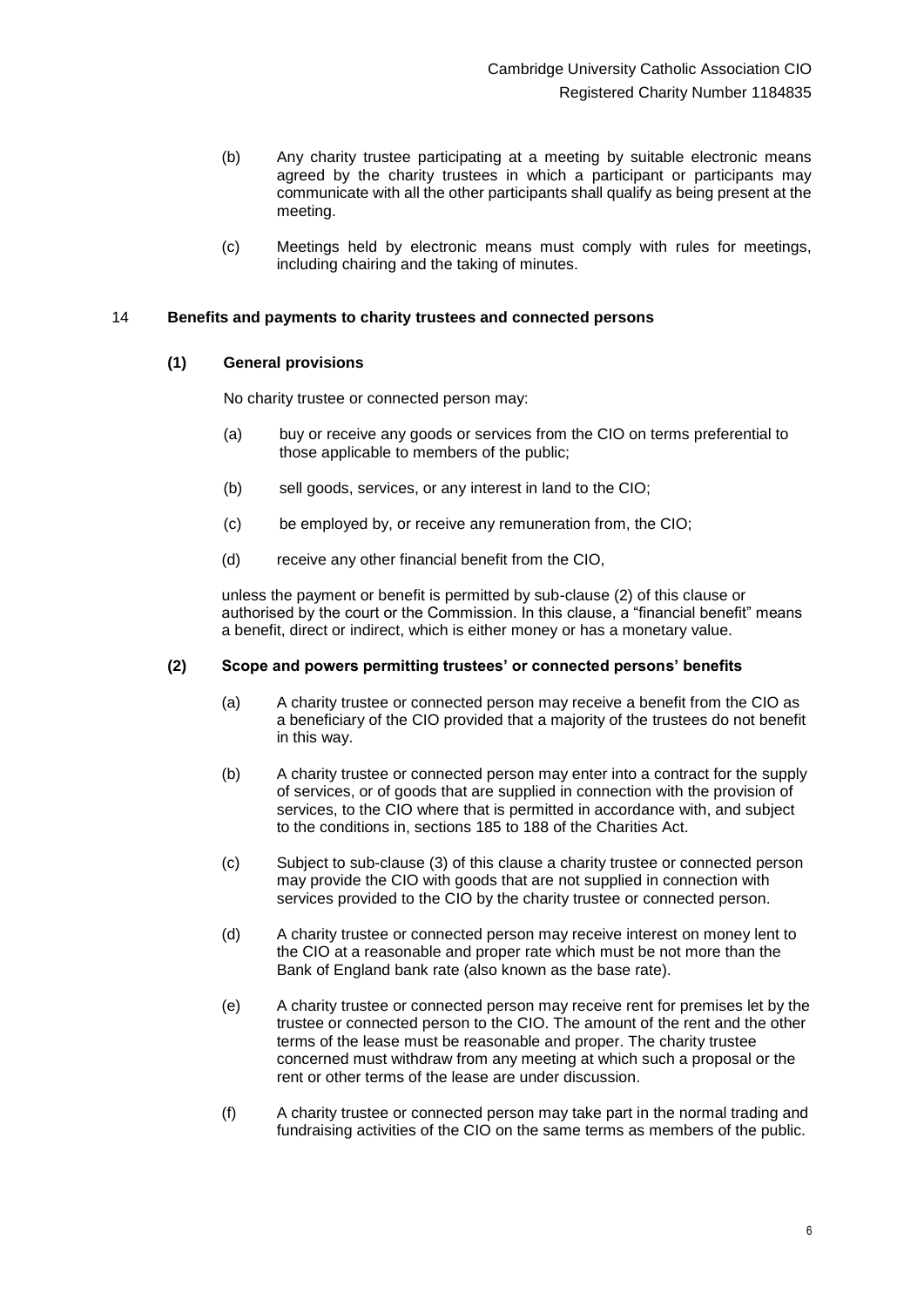(b) Any charity trustee participating at a meeting by suitable electronic means agreed by the charity trustees in which a participant or participants may communicate with all the other participants shall qualify as being present at the meeting.

(c) Meetings held by electronic means must comply with rules for meetings, including chairing and the taking of minutes.

## 14 Benefits and payments to charity trustees and connected persons

### (1) General provisions

No charity trustee or connected person may:

(a) buy or receive any goods or services from the CIO on terms preferential to those applicable to members of the public;

(b) sell goods, services, or any interest in land to the CIO;

(c) be employed by, or receive any remuneration from, the CIO;

(d) receive any other financial benefit from the CIO,

unless the payment or benefit is permitted by sub-clause (2) of this clause or authorised by the court or the Commission. In this clause, a "financial benefit" means a benefit, direct or indirect, which is either money or has a monetary value.

### (2) Scope and powers permitting trustees' or connected persons' benefits

(a) A charity trustee or connected person may receive a benefit from the CIO as a beneficiary of the CIO provided that a majority of the trustees do not benefit in this way.

(b) A charity trustee or connected person may enter into a contract for the supply of services, or of goods that are supplied in connection with the provision of services, to the CIO where that is permitted in accordance with, and subject to the conditions in, sections 185 to 188 of the Charities Act.

(c) Subject to sub-clause (3) of this clause a charity trustee or connected person may provide the CIO with goods that are not supplied in connection with services provided to the CIO by the charity trustee or connected person.

(d) A charity trustee or connected person may receive interest on money lent to the CIO at a reasonable and proper rate which must be not more than the Bank of England bank rate (also known as the base rate).

(e) A charity trustee or connected person may receive rent for premises let by the trustee or connected person to the CIO. The amount of the rent and the other terms of the lease must be reasonable and proper. The charity trustee concerned must withdraw from any meeting at which such a proposal or the rent or other terms of the lease are under discussion.

(f) A charity trustee or connected person may take part in the normal trading and fundraising activities of the CIO on the same terms as members of the public.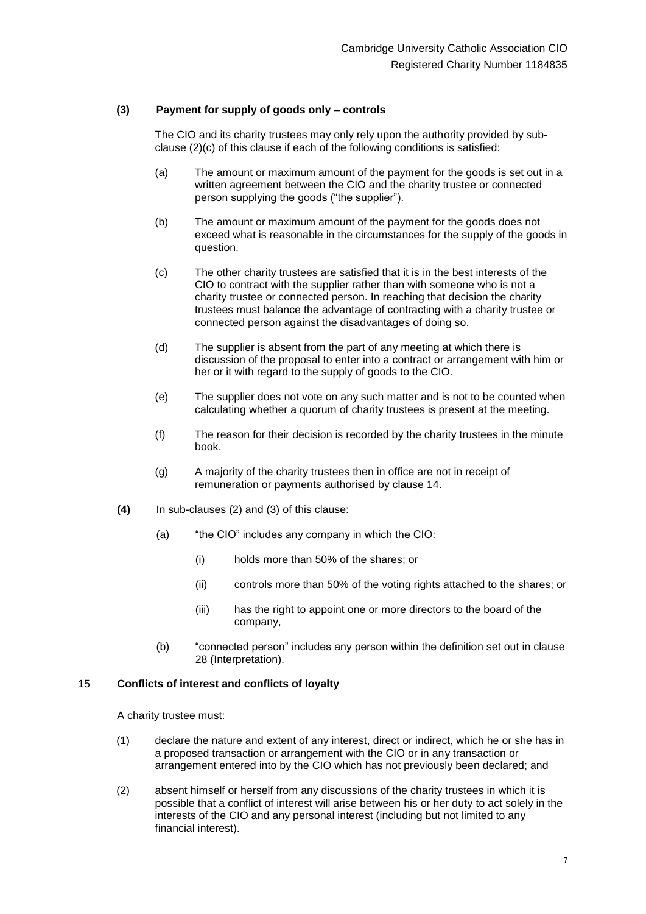**(3) Payment for supply of goods only – controls**

The CIO and its charity trustees may only rely upon the authority provided by sub-clause (2)(c) of this clause if each of the following conditions is satisfied:

(a) The amount or maximum amount of the payment for the goods is set out in a written agreement between the CIO and the charity trustee or connected person supplying the goods ("the supplier").

(b) The amount or maximum amount of the payment for the goods does not exceed what is reasonable in the circumstances for the supply of the goods in question.

(c) The other charity trustees are satisfied that it is in the best interests of the CIO to contract with the supplier rather than with someone who is not a charity trustee or connected person. In reaching that decision the charity trustees must balance the advantage of contracting with a charity trustee or connected person against the disadvantages of doing so.

(d) The supplier is absent from the part of any meeting at which there is discussion of the proposal to enter into a contract or arrangement with him or her or it with regard to the supply of goods to the CIO.

(e) The supplier does not vote on any such matter and is not to be counted when calculating whether a quorum of charity trustees is present at the meeting.

(f) The reason for their decision is recorded by the charity trustees in the minute book.

(g) A majority of the charity trustees then in office are not in receipt of remuneration or payments authorised by clause 14.

**(4)** In sub-clauses (2) and (3) of this clause:

(a) "the CIO" includes any company in which the CIO:

(i) holds more than 50% of the shares; or

(ii) controls more than 50% of the voting rights attached to the shares; or

(iii) has the right to appoint one or more directors to the board of the company,

(b) "connected person" includes any person within the definition set out in clause 28 (Interpretation).

## 15 Conflicts of interest and conflicts of loyalty

A charity trustee must:

(1) declare the nature and extent of any interest, direct or indirect, which he or she has in a proposed transaction or arrangement with the CIO or in any transaction or arrangement entered into by the CIO which has not previously been declared; and

(2) absent himself or herself from any discussions of the charity trustees in which it is possible that a conflict of interest will arise between his or her duty to act solely in the interests of the CIO and any personal interest (including but not limited to any financial interest).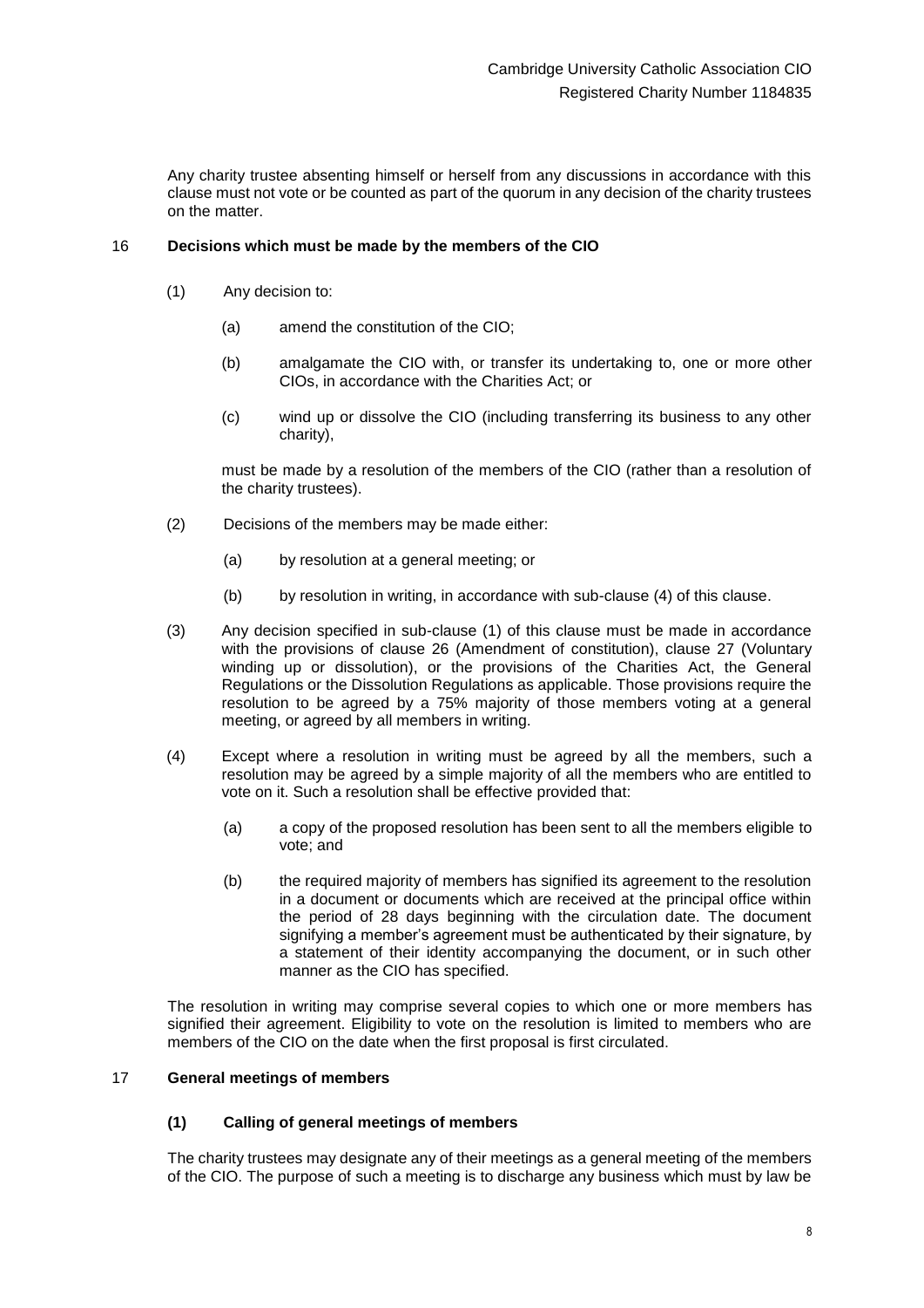Any charity trustee absenting himself or herself from any discussions in accordance with this clause must not vote or be counted as part of the quorum in any decision of the charity trustees on the matter.

## 16 Decisions which must be made by the members of the CIO

(1) Any decision to:

(a) amend the constitution of the CIO;

(b) amalgamate the CIO with, or transfer its undertaking to, one or more other CIOs, in accordance with the Charities Act; or

(c) wind up or dissolve the CIO (including transferring its business to any other charity),

must be made by a resolution of the members of the CIO (rather than a resolution of the charity trustees).

(2) Decisions of the members may be made either:

(a) by resolution at a general meeting; or

(b) by resolution in writing, in accordance with sub-clause (4) of this clause.

(3) Any decision specified in sub-clause (1) of this clause must be made in accordance with the provisions of clause 26 (Amendment of constitution), clause 27 (Voluntary winding up or dissolution), or the provisions of the Charities Act, the General Regulations or the Dissolution Regulations as applicable. Those provisions require the resolution to be agreed by a 75% majority of those members voting at a general meeting, or agreed by all members in writing.

(4) Except where a resolution in writing must be agreed by all the members, such a resolution may be agreed by a simple majority of all the members who are entitled to vote on it. Such a resolution shall be effective provided that:

(a) a copy of the proposed resolution has been sent to all the members eligible to vote; and

(b) the required majority of members has signified its agreement to the resolution in a document or documents which are received at the principal office within the period of 28 days beginning with the circulation date. The document signifying a member's agreement must be authenticated by their signature, by a statement of their identity accompanying the document, or in such other manner as the CIO has specified.

The resolution in writing may comprise several copies to which one or more members has signified their agreement. Eligibility to vote on the resolution is limited to members who are members of the CIO on the date when the first proposal is first circulated.

## 17 General meetings of members

### (1) Calling of general meetings of members

The charity trustees may designate any of their meetings as a general meeting of the members of the CIO. The purpose of such a meeting is to discharge any business which must by law be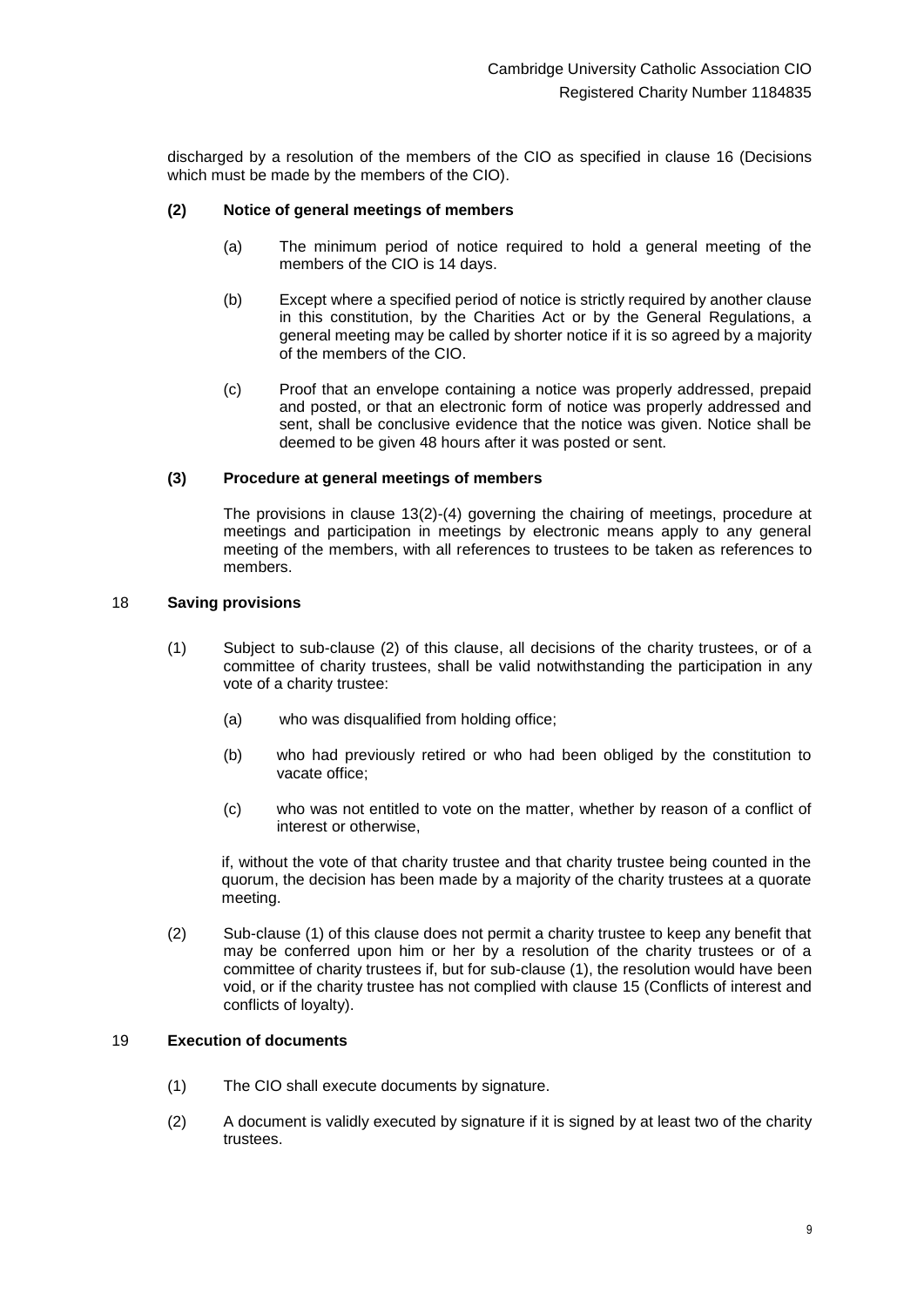discharged by a resolution of the members of the CIO as specified in clause 16 (Decisions which must be made by the members of the CIO).

**(2) Notice of general meetings of members**

(a) The minimum period of notice required to hold a general meeting of the members of the CIO is 14 days.

(b) Except where a specified period of notice is strictly required by another clause in this constitution, by the Charities Act or by the General Regulations, a general meeting may be called by shorter notice if it is so agreed by a majority of the members of the CIO.

(c) Proof that an envelope containing a notice was properly addressed, prepaid and posted, or that an electronic form of notice was properly addressed and sent, shall be conclusive evidence that the notice was given. Notice shall be deemed to be given 48 hours after it was posted or sent.

**(3) Procedure at general meetings of members**

The provisions in clause 13(2)-(4) governing the chairing of meetings, procedure at meetings and participation in meetings by electronic means apply to any general meeting of the members, with all references to trustees to be taken as references to members.

## 18 Saving provisions

(1) Subject to sub-clause (2) of this clause, all decisions of the charity trustees, or of a committee of charity trustees, shall be valid notwithstanding the participation in any vote of a charity trustee:

(a) who was disqualified from holding office;

(b) who had previously retired or who had been obliged by the constitution to vacate office;

(c) who was not entitled to vote on the matter, whether by reason of a conflict of interest or otherwise,

if, without the vote of that charity trustee and that charity trustee being counted in the quorum, the decision has been made by a majority of the charity trustees at a quorate meeting.

(2) Sub-clause (1) of this clause does not permit a charity trustee to keep any benefit that may be conferred upon him or her by a resolution of the charity trustees or of a committee of charity trustees if, but for sub-clause (1), the resolution would have been void, or if the charity trustee has not complied with clause 15 (Conflicts of interest and conflicts of loyalty).

## 19 Execution of documents

(1) The CIO shall execute documents by signature.

(2) A document is validly executed by signature if it is signed by at least two of the charity trustees.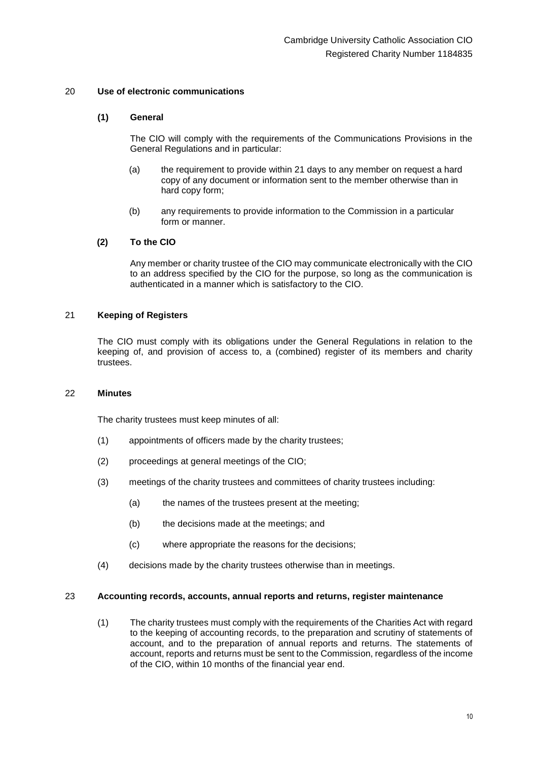## 20 Use of electronic communications

**(1) General**

The CIO will comply with the requirements of the Communications Provisions in the General Regulations and in particular:

(a) the requirement to provide within 21 days to any member on request a hard copy of any document or information sent to the member otherwise than in hard copy form;

(b) any requirements to provide information to the Commission in a particular form or manner.

**(2) To the CIO**

Any member or charity trustee of the CIO may communicate electronically with the CIO to an address specified by the CIO for the purpose, so long as the communication is authenticated in a manner which is satisfactory to the CIO.

## 21 Keeping of Registers

The CIO must comply with its obligations under the General Regulations in relation to the keeping of, and provision of access to, a (combined) register of its members and charity trustees.

## 22 Minutes

The charity trustees must keep minutes of all:

(1) appointments of officers made by the charity trustees;

(2) proceedings at general meetings of the CIO;

(3) meetings of the charity trustees and committees of charity trustees including:

(a) the names of the trustees present at the meeting;

(b) the decisions made at the meetings; and

(c) where appropriate the reasons for the decisions;

(4) decisions made by the charity trustees otherwise than in meetings.

## 23 Accounting records, accounts, annual reports and returns, register maintenance

(1) The charity trustees must comply with the requirements of the Charities Act with regard to the keeping of accounting records, to the preparation and scrutiny of statements of account, and to the preparation of annual reports and returns. The statements of account, reports and returns must be sent to the Commission, regardless of the income of the CIO, within 10 months of the financial year end.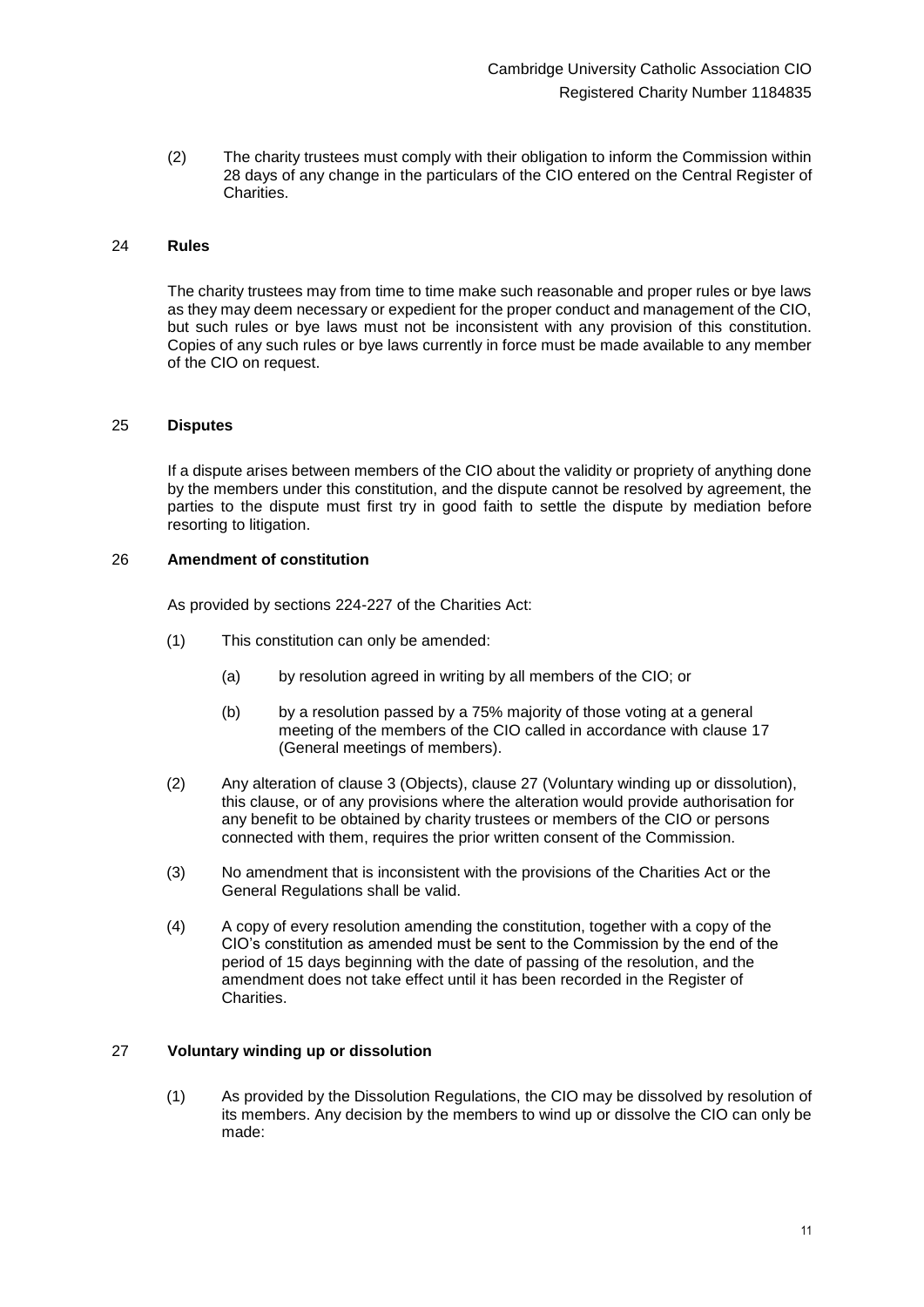(2) The charity trustees must comply with their obligation to inform the Commission within 28 days of any change in the particulars of the CIO entered on the Central Register of Charities.

## 24 Rules

The charity trustees may from time to time make such reasonable and proper rules or bye laws as they may deem necessary or expedient for the proper conduct and management of the CIO, but such rules or bye laws must not be inconsistent with any provision of this constitution. Copies of any such rules or bye laws currently in force must be made available to any member of the CIO on request.

## 25 Disputes

If a dispute arises between members of the CIO about the validity or propriety of anything done by the members under this constitution, and the dispute cannot be resolved by agreement, the parties to the dispute must first try in good faith to settle the dispute by mediation before resorting to litigation.

## 26 Amendment of constitution

As provided by sections 224-227 of the Charities Act:

(1) This constitution can only be amended:

(a) by resolution agreed in writing by all members of the CIO; or

(b) by a resolution passed by a 75% majority of those voting at a general meeting of the members of the CIO called in accordance with clause 17 (General meetings of members).

(2) Any alteration of clause 3 (Objects), clause 27 (Voluntary winding up or dissolution), this clause, or of any provisions where the alteration would provide authorisation for any benefit to be obtained by charity trustees or members of the CIO or persons connected with them, requires the prior written consent of the Commission.

(3) No amendment that is inconsistent with the provisions of the Charities Act or the General Regulations shall be valid.

(4) A copy of every resolution amending the constitution, together with a copy of the CIO's constitution as amended must be sent to the Commission by the end of the period of 15 days beginning with the date of passing of the resolution, and the amendment does not take effect until it has been recorded in the Register of Charities.

## 27 Voluntary winding up or dissolution

(1) As provided by the Dissolution Regulations, the CIO may be dissolved by resolution of its members. Any decision by the members to wind up or dissolve the CIO can only be made: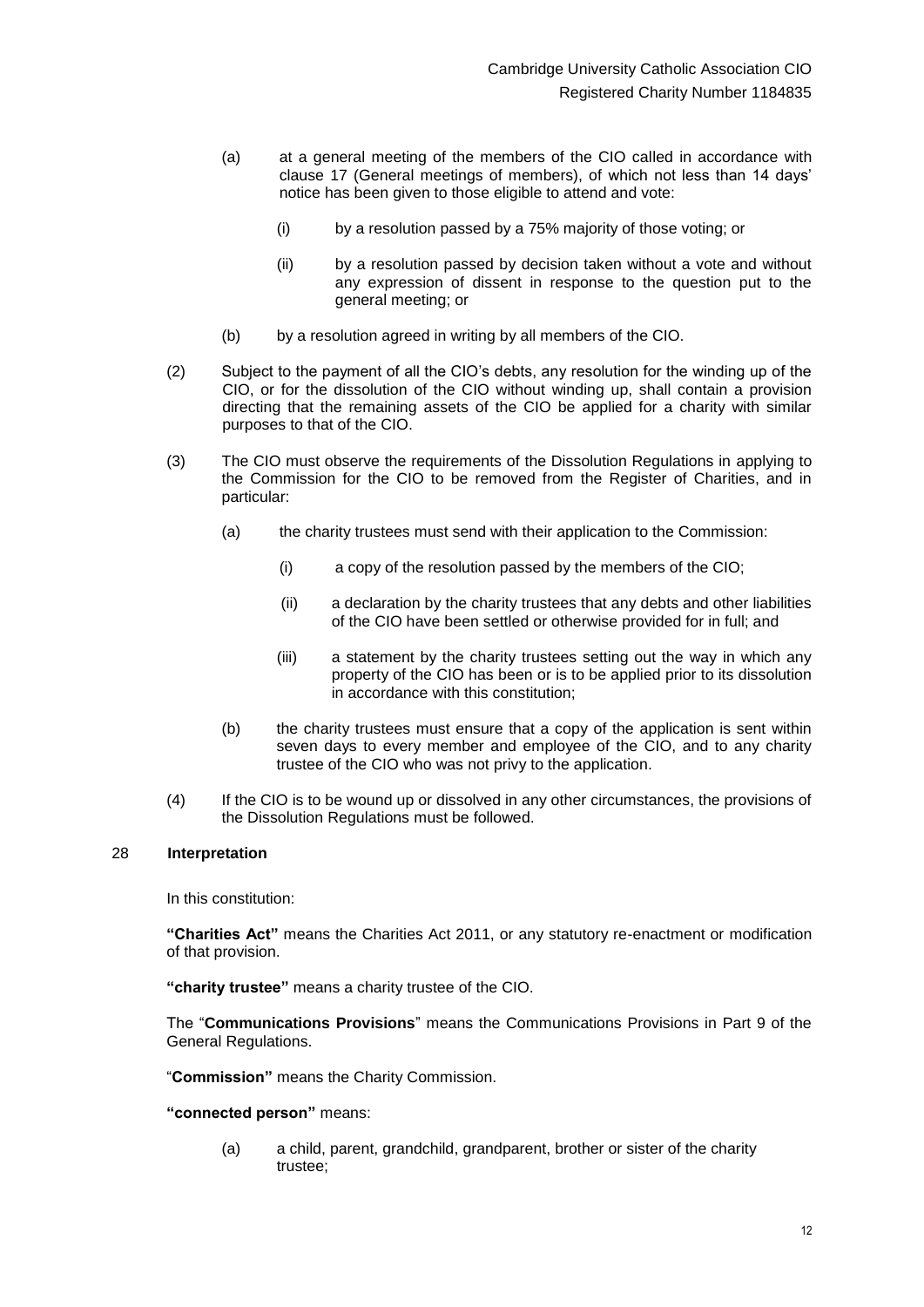(a) at a general meeting of the members of the CIO called in accordance with clause 17 (General meetings of members), of which not less than 14 days' notice has been given to those eligible to attend and vote:

(i) by a resolution passed by a 75% majority of those voting; or

(ii) by a resolution passed by decision taken without a vote and without any expression of dissent in response to the question put to the general meeting; or

(b) by a resolution agreed in writing by all members of the CIO.

(2) Subject to the payment of all the CIO's debts, any resolution for the winding up of the CIO, or for the dissolution of the CIO without winding up, shall contain a provision directing that the remaining assets of the CIO be applied for a charity with similar purposes to that of the CIO.

(3) The CIO must observe the requirements of the Dissolution Regulations in applying to the Commission for the CIO to be removed from the Register of Charities, and in particular:

(a) the charity trustees must send with their application to the Commission:

(i) a copy of the resolution passed by the members of the CIO;

(ii) a declaration by the charity trustees that any debts and other liabilities of the CIO have been settled or otherwise provided for in full; and

(iii) a statement by the charity trustees setting out the way in which any property of the CIO has been or is to be applied prior to its dissolution in accordance with this constitution;

(b) the charity trustees must ensure that a copy of the application is sent within seven days to every member and employee of the CIO, and to any charity trustee of the CIO who was not privy to the application.

(4) If the CIO is to be wound up or dissolved in any other circumstances, the provisions of the Dissolution Regulations must be followed.

## 28 Interpretation

In this constitution:

**"Charities Act"** means the Charities Act 2011, or any statutory re-enactment or modification of that provision.

**"charity trustee"** means a charity trustee of the CIO.

The "**Communications Provisions**" means the Communications Provisions in Part 9 of the General Regulations.

"**Commission"** means the Charity Commission.

**"connected person"** means:

(a) a child, parent, grandchild, grandparent, brother or sister of the charity trustee;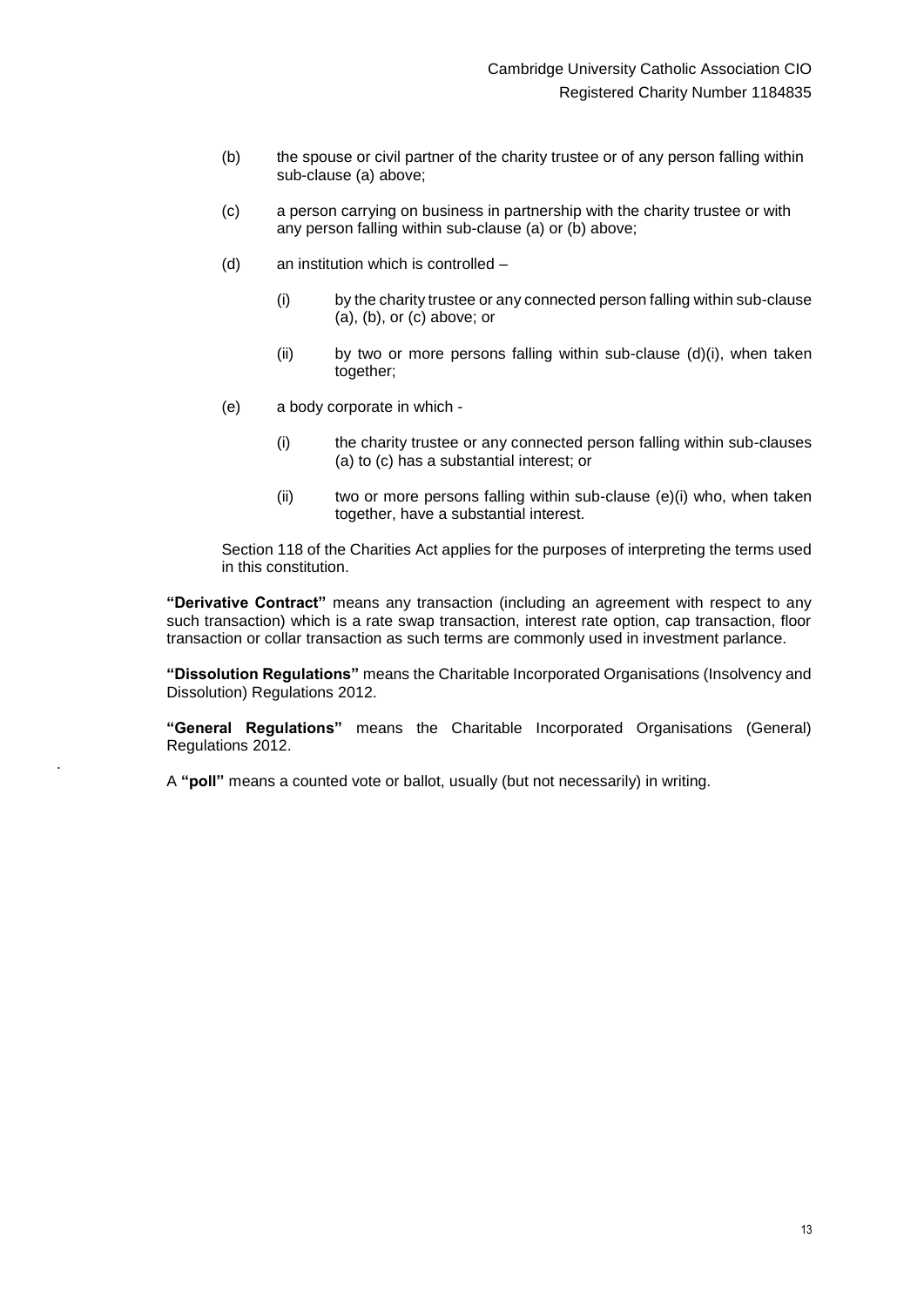(b) the spouse or civil partner of the charity trustee or of any person falling within sub-clause (a) above;

(c) a person carrying on business in partnership with the charity trustee or with any person falling within sub-clause (a) or (b) above;

(d) an institution which is controlled –

   (i) by the charity trustee or any connected person falling within sub-clause (a), (b), or (c) above; or

   (ii) by two or more persons falling within sub-clause (d)(i), when taken together;

(e) a body corporate in which -

   (i) the charity trustee or any connected person falling within sub-clauses (a) to (c) has a substantial interest; or

   (ii) two or more persons falling within sub-clause (e)(i) who, when taken together, have a substantial interest.

Section 118 of the Charities Act applies for the purposes of interpreting the terms used in this constitution.

**"Derivative Contract"** means any transaction (including an agreement with respect to any such transaction) which is a rate swap transaction, interest rate option, cap transaction, floor transaction or collar transaction as such terms are commonly used in investment parlance.

**"Dissolution Regulations"** means the Charitable Incorporated Organisations (Insolvency and Dissolution) Regulations 2012.

**"General Regulations"** means the Charitable Incorporated Organisations (General) Regulations 2012.

A **"poll"** means a counted vote or ballot, usually (but not necessarily) in writing.